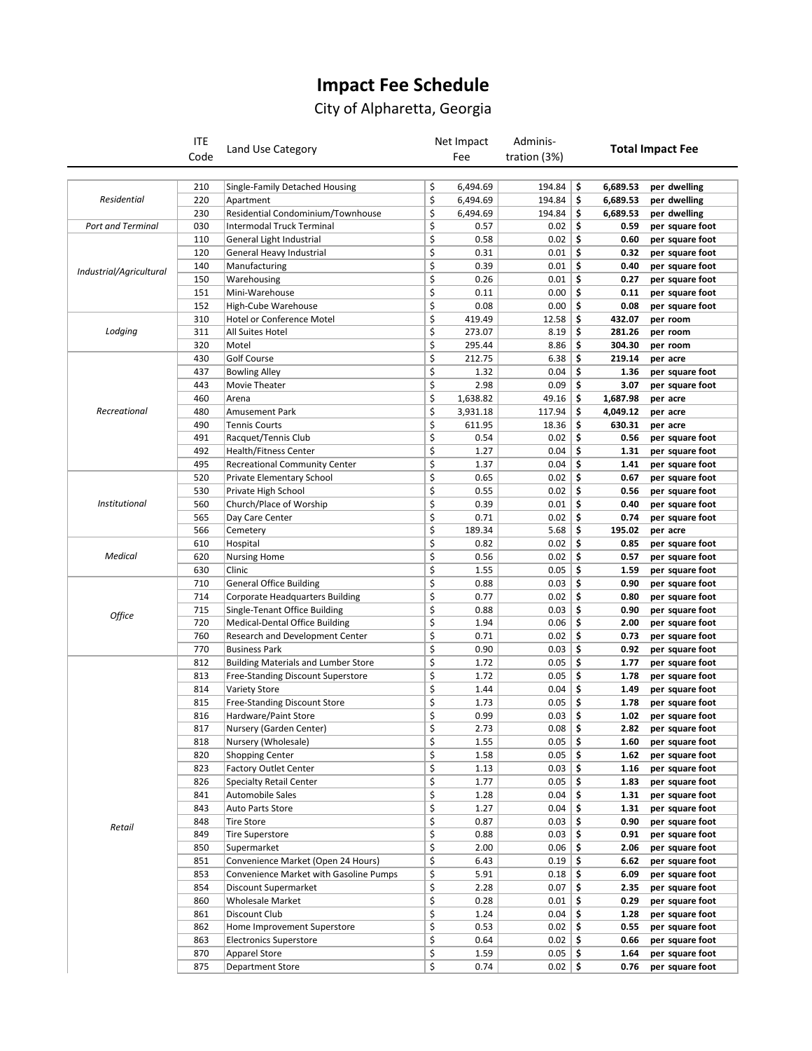# Impact Fee Schedule

City of Alpharetta, Georgia

| | ITE Code | Land Use Category | Net Impact Fee | Adminis-tration (3%) | Total Impact Fee | |
|---|---|---|---|---|---|---|
| *Residential* | 210 | Single-Family Detached Housing | $ 6,494.69 | 194.84 | $ **6,689.53** | **per dwelling** |
| | 220 | Apartment | $ 6,494.69 | 194.84 | $ **6,689.53** | **per dwelling** |
| | 230 | Residential Condominium/Townhouse | $ 6,494.69 | 194.84 | $ **6,689.53** | **per dwelling** |
| *Port and Terminal* | 030 | Intermodal Truck Terminal | $ 0.57 | 0.02 | $ **0.59** | **per square foot** |
| *Industrial/Agricultural* | 110 | General Light Industrial | $ 0.58 | 0.02 | $ **0.60** | **per square foot** |
| | 120 | General Heavy Industrial | $ 0.31 | 0.01 | $ **0.32** | **per square foot** |
| | 140 | Manufacturing | $ 0.39 | 0.01 | $ **0.40** | **per square foot** |
| | 150 | Warehousing | $ 0.26 | 0.01 | $ **0.27** | **per square foot** |
| | 151 | Mini-Warehouse | $ 0.11 | 0.00 | $ **0.11** | **per square foot** |
| | 152 | High-Cube Warehouse | $ 0.08 | 0.00 | $ **0.08** | **per square foot** |
| *Lodging* | 310 | Hotel or Conference Motel | $ 419.49 | 12.58 | $ **432.07** | **per room** |
| | 311 | All Suites Hotel | $ 273.07 | 8.19 | $ **281.26** | **per room** |
| | 320 | Motel | $ 295.44 | 8.86 | $ **304.30** | **per room** |
| *Recreational* | 430 | Golf Course | $ 212.75 | 6.38 | $ **219.14** | **per acre** |
| | 437 | Bowling Alley | $ 1.32 | 0.04 | $ **1.36** | **per square foot** |
| | 443 | Movie Theater | $ 2.98 | 0.09 | $ **3.07** | **per square foot** |
| | 460 | Arena | $ 1,638.82 | 49.16 | $ **1,687.98** | **per acre** |
| | 480 | Amusement Park | $ 3,931.18 | 117.94 | $ **4,049.12** | **per acre** |
| | 490 | Tennis Courts | $ 611.95 | 18.36 | $ **630.31** | **per acre** |
| | 491 | Racquet/Tennis Club | $ 0.54 | 0.02 | $ **0.56** | **per square foot** |
| | 492 | Health/Fitness Center | $ 1.27 | 0.04 | $ **1.31** | **per square foot** |
| | 495 | Recreational Community Center | $ 1.37 | 0.04 | $ **1.41** | **per square foot** |
| *Institutional* | 520 | Private Elementary School | $ 0.65 | 0.02 | $ **0.67** | **per square foot** |
| | 530 | Private High School | $ 0.55 | 0.02 | $ **0.56** | **per square foot** |
| | 560 | Church/Place of Worship | $ 0.39 | 0.01 | $ **0.40** | **per square foot** |
| | 565 | Day Care Center | $ 0.71 | 0.02 | $ **0.74** | **per square foot** |
| | 566 | Cemetery | $ 189.34 | 5.68 | $ **195.02** | **per acre** |
| *Medical* | 610 | Hospital | $ 0.82 | 0.02 | $ **0.85** | **per square foot** |
| | 620 | Nursing Home | $ 0.56 | 0.02 | $ **0.57** | **per square foot** |
| | 630 | Clinic | $ 1.55 | 0.05 | $ **1.59** | **per square foot** |
| *Office* | 710 | General Office Building | $ 0.88 | 0.03 | $ **0.90** | **per square foot** |
| | 714 | Corporate Headquarters Building | $ 0.77 | 0.02 | $ **0.80** | **per square foot** |
| | 715 | Single-Tenant Office Building | $ 0.88 | 0.03 | $ **0.90** | **per square foot** |
| | 720 | Medical-Dental Office Building | $ 1.94 | 0.06 | $ **2.00** | **per square foot** |
| | 760 | Research and Development Center | $ 0.71 | 0.02 | $ **0.73** | **per square foot** |
| | 770 | Business Park | $ 0.90 | 0.03 | $ **0.92** | **per square foot** |
| *Retail* | 812 | Building Materials and Lumber Store | $ 1.72 | 0.05 | $ **1.77** | **per square foot** |
| | 813 | Free-Standing Discount Superstore | $ 1.72 | 0.05 | $ **1.78** | **per square foot** |
| | 814 | Variety Store | $ 1.44 | 0.04 | $ **1.49** | **per square foot** |
| | 815 | Free-Standing Discount Store | $ 1.73 | 0.05 | $ **1.78** | **per square foot** |
| | 816 | Hardware/Paint Store | $ 0.99 | 0.03 | $ **1.02** | **per square foot** |
| | 817 | Nursery (Garden Center) | $ 2.73 | 0.08 | $ **2.82** | **per square foot** |
| | 818 | Nursery (Wholesale) | $ 1.55 | 0.05 | $ **1.60** | **per square foot** |
| | 820 | Shopping Center | $ 1.58 | 0.05 | $ **1.62** | **per square foot** |
| | 823 | Factory Outlet Center | $ 1.13 | 0.03 | $ **1.16** | **per square foot** |
| | 826 | Specialty Retail Center | $ 1.77 | 0.05 | $ **1.83** | **per square foot** |
| | 841 | Automobile Sales | $ 1.28 | 0.04 | $ **1.31** | **per square foot** |
| | 843 | Auto Parts Store | $ 1.27 | 0.04 | $ **1.31** | **per square foot** |
| | 848 | Tire Store | $ 0.87 | 0.03 | $ **0.90** | **per square foot** |
| | 849 | Tire Superstore | $ 0.88 | 0.03 | $ **0.91** | **per square foot** |
| | 850 | Supermarket | $ 2.00 | 0.06 | $ **2.06** | **per square foot** |
| | 851 | Convenience Market (Open 24 Hours) | $ 6.43 | 0.19 | $ **6.62** | **per square foot** |
| | 853 | Convenience Market with Gasoline Pumps | $ 5.91 | 0.18 | $ **6.09** | **per square foot** |
| | 854 | Discount Supermarket | $ 2.28 | 0.07 | $ **2.35** | **per square foot** |
| | 860 | Wholesale Market | $ 0.28 | 0.01 | $ **0.29** | **per square foot** |
| | 861 | Discount Club | $ 1.24 | 0.04 | $ **1.28** | **per square foot** |
| | 862 | Home Improvement Superstore | $ 0.53 | 0.02 | $ **0.55** | **per square foot** |
| | 863 | Electronics Superstore | $ 0.64 | 0.02 | $ **0.66** | **per square foot** |
| | 870 | Apparel Store | $ 1.59 | 0.05 | $ **1.64** | **per square foot** |
| | 875 | Department Store | $ 0.74 | 0.02 | $ **0.76** | **per square foot** |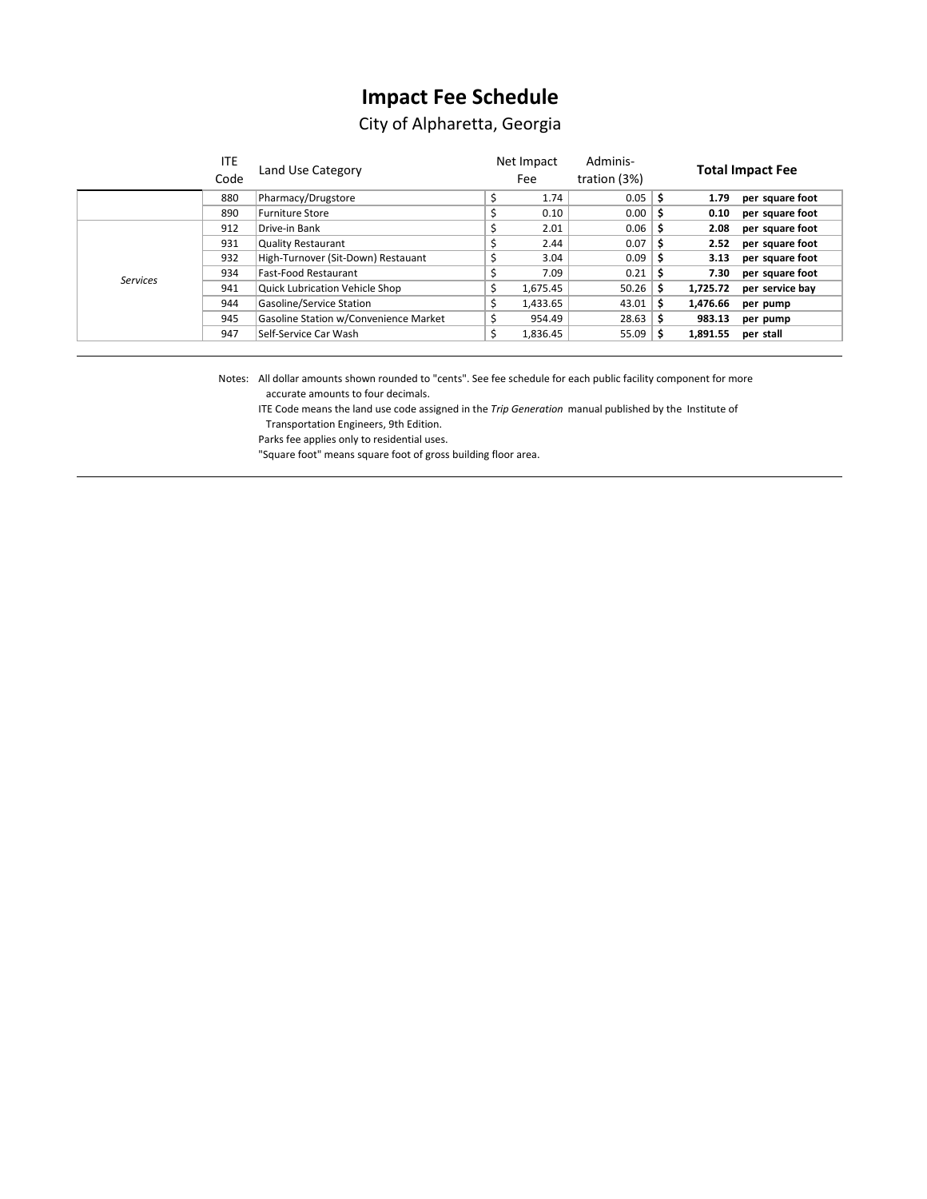# Impact Fee Schedule

City of Alpharetta, Georgia

| | ITE Code | Land Use Category | Net Impact Fee | Adminis-tration (3%) | Total Impact Fee | |
|---|---|---|---|---|---|---|
| | 880 | Pharmacy/Drugstore | $ 1.74 | 0.05 | **$ 1.79** | **per square foot** |
| | 890 | Furniture Store | $ 0.10 | 0.00 | **$ 0.10** | **per square foot** |
| *Services* | 912 | Drive-in Bank | $ 2.01 | 0.06 | **$ 2.08** | **per square foot** |
| | 931 | Quality Restaurant | $ 2.44 | 0.07 | **$ 2.52** | **per square foot** |
| | 932 | High-Turnover (Sit-Down) Restauant | $ 3.04 | 0.09 | **$ 3.13** | **per square foot** |
| | 934 | Fast-Food Restaurant | $ 7.09 | 0.21 | **$ 7.30** | **per square foot** |
| | 941 | Quick Lubrication Vehicle Shop | $ 1,675.45 | 50.26 | **$ 1,725.72** | **per service bay** |
| | 944 | Gasoline/Service Station | $ 1,433.65 | 43.01 | **$ 1,476.66** | **per pump** |
| | 945 | Gasoline Station w/Convenience Market | $ 954.49 | 28.63 | **$ 983.13** | **per pump** |
| | 947 | Self-Service Car Wash | $ 1,836.45 | 55.09 | **$ 1,891.55** | **per stall** |

Notes: All dollar amounts shown rounded to "cents". See fee schedule for each public facility component for more accurate amounts to four decimals.

ITE Code means the land use code assigned in the *Trip Generation* manual published by the Institute of Transportation Engineers, 9th Edition.

Parks fee applies only to residential uses.

"Square foot" means square foot of gross building floor area.